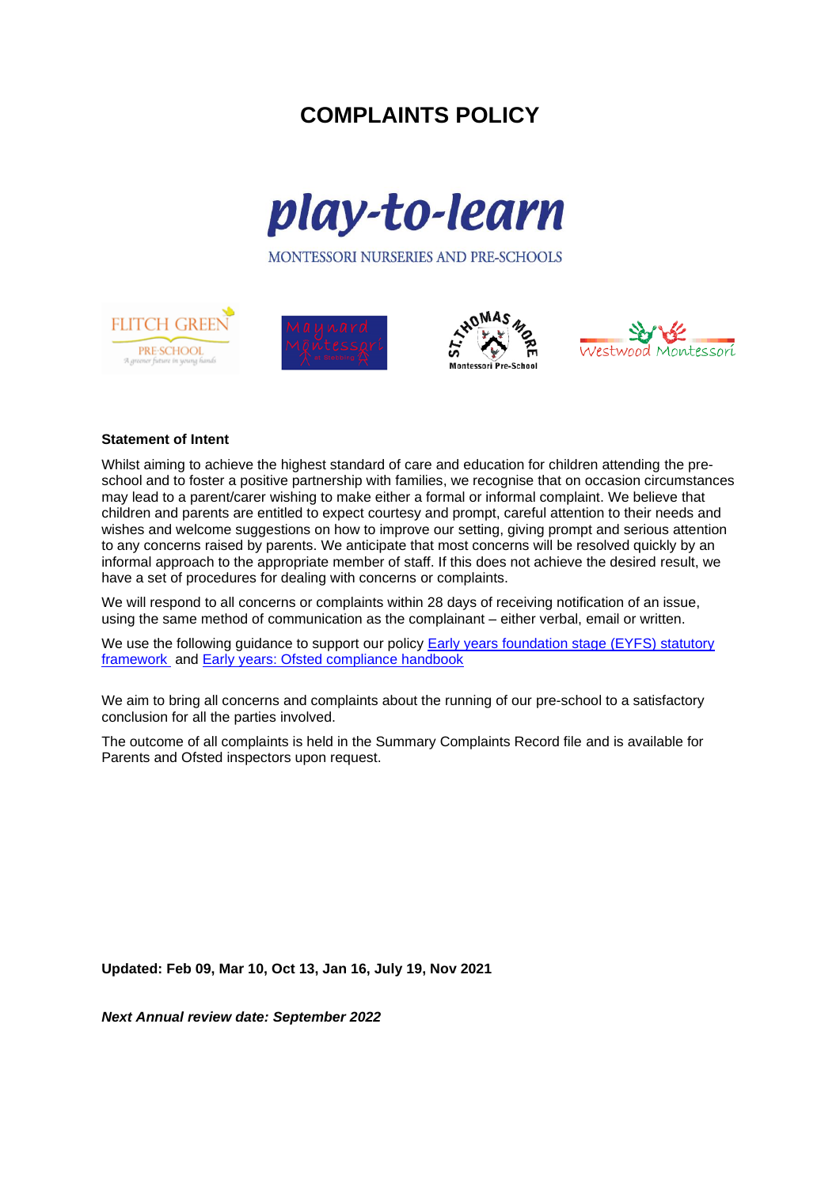# COMPLAINTS POLICY

play-to-learn

MONTESSORI NURSERIES AND PRE-SCHOOLS

**Statement of Intent**

Whilst aiming to achieve the highest standard of care and education for children attending the pre-school and to foster a positive partnership with families, we recognise that on occasion circumstances may lead to a parent/carer wishing to make either a formal or informal complaint. We believe that children and parents are entitled to expect courtesy and prompt, careful attention to their needs and wishes and welcome suggestions on how to improve our setting, giving prompt and serious attention to any concerns raised by parents. We anticipate that most concerns will be resolved quickly by an informal approach to the appropriate member of staff. If this does not achieve the desired result, we have a set of procedures for dealing with concerns or complaints.

We will respond to all concerns or complaints within 28 days of receiving notification of an issue, using the same method of communication as the complainant – either verbal, email or written.

We use the following guidance to support our policy Early years foundation stage (EYFS) statutory framework and Early years: Ofsted compliance handbook

We aim to bring all concerns and complaints about the running of our pre-school to a satisfactory conclusion for all the parties involved.

The outcome of all complaints is held in the Summary Complaints Record file and is available for Parents and Ofsted inspectors upon request.

**Updated: Feb 09, Mar 10, Oct 13, Jan 16, July 19, Nov 2021**

***Next Annual review date: September 2022***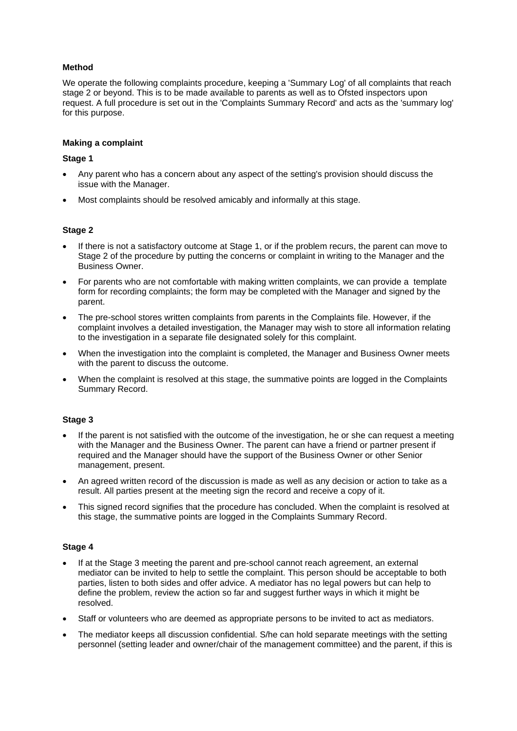**Method**

We operate the following complaints procedure, keeping a 'Summary Log' of all complaints that reach stage 2 or beyond. This is to be made available to parents as well as to Ofsted inspectors upon request. A full procedure is set out in the 'Complaints Summary Record' and acts as the 'summary log' for this purpose.

**Making a complaint**

**Stage 1**

- Any parent who has a concern about any aspect of the setting's provision should discuss the issue with the Manager.
- Most complaints should be resolved amicably and informally at this stage.

**Stage 2**

- If there is not a satisfactory outcome at Stage 1, or if the problem recurs, the parent can move to Stage 2 of the procedure by putting the concerns or complaint in writing to the Manager and the Business Owner.
- For parents who are not comfortable with making written complaints, we can provide a template form for recording complaints; the form may be completed with the Manager and signed by the parent.
- The pre-school stores written complaints from parents in the Complaints file. However, if the complaint involves a detailed investigation, the Manager may wish to store all information relating to the investigation in a separate file designated solely for this complaint.
- When the investigation into the complaint is completed, the Manager and Business Owner meets with the parent to discuss the outcome.
- When the complaint is resolved at this stage, the summative points are logged in the Complaints Summary Record.

**Stage 3**

- If the parent is not satisfied with the outcome of the investigation, he or she can request a meeting with the Manager and the Business Owner. The parent can have a friend or partner present if required and the Manager should have the support of the Business Owner or other Senior management, present.
- An agreed written record of the discussion is made as well as any decision or action to take as a result. All parties present at the meeting sign the record and receive a copy of it.
- This signed record signifies that the procedure has concluded. When the complaint is resolved at this stage, the summative points are logged in the Complaints Summary Record.

**Stage 4**

- If at the Stage 3 meeting the parent and pre-school cannot reach agreement, an external mediator can be invited to help to settle the complaint. This person should be acceptable to both parties, listen to both sides and offer advice. A mediator has no legal powers but can help to define the problem, review the action so far and suggest further ways in which it might be resolved.
- Staff or volunteers who are deemed as appropriate persons to be invited to act as mediators.
- The mediator keeps all discussion confidential. S/he can hold separate meetings with the setting personnel (setting leader and owner/chair of the management committee) and the parent, if this is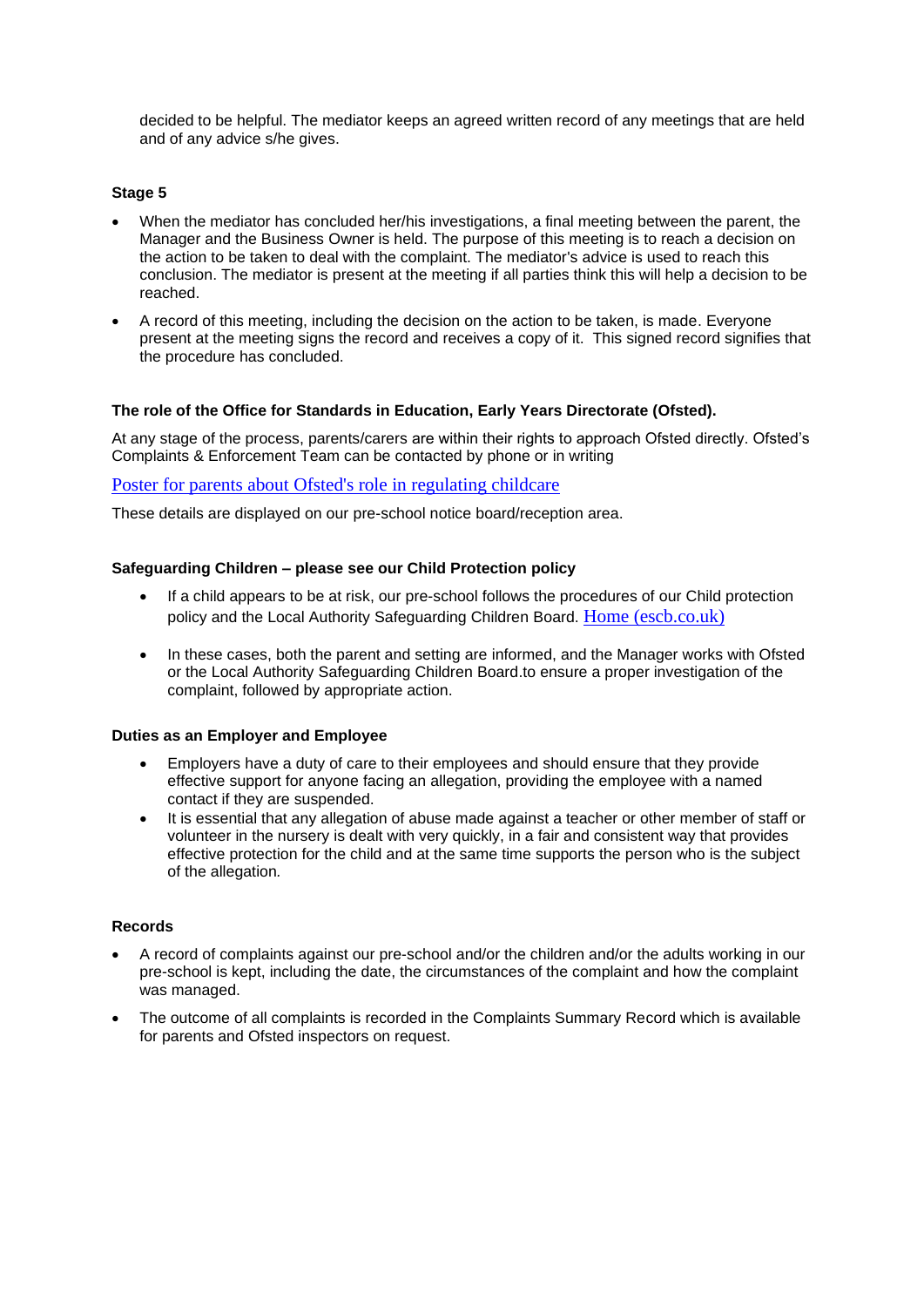decided to be helpful. The mediator keeps an agreed written record of any meetings that are held and of any advice s/he gives.

**Stage 5**

- When the mediator has concluded her/his investigations, a final meeting between the parent, the Manager and the Business Owner is held. The purpose of this meeting is to reach a decision on the action to be taken to deal with the complaint. The mediator's advice is used to reach this conclusion. The mediator is present at the meeting if all parties think this will help a decision to be reached.
- A record of this meeting, including the decision on the action to be taken, is made. Everyone present at the meeting signs the record and receives a copy of it. This signed record signifies that the procedure has concluded.

**The role of the Office for Standards in Education, Early Years Directorate (Ofsted).**

At any stage of the process, parents/carers are within their rights to approach Ofsted directly. Ofsted's Complaints & Enforcement Team can be contacted by phone or in writing

Poster for parents about Ofsted's role in regulating childcare

These details are displayed on our pre-school notice board/reception area.

**Safeguarding Children – please see our Child Protection policy**

- If a child appears to be at risk, our pre-school follows the procedures of our Child protection policy and the Local Authority Safeguarding Children Board. Home (escb.co.uk)
- In these cases, both the parent and setting are informed, and the Manager works with Ofsted or the Local Authority Safeguarding Children Board.to ensure a proper investigation of the complaint, followed by appropriate action.

**Duties as an Employer and Employee**

- Employers have a duty of care to their employees and should ensure that they provide effective support for anyone facing an allegation, providing the employee with a named contact if they are suspended.
- It is essential that any allegation of abuse made against a teacher or other member of staff or volunteer in the nursery is dealt with very quickly, in a fair and consistent way that provides effective protection for the child and at the same time supports the person who is the subject of the allegation.

**Records**

- A record of complaints against our pre-school and/or the children and/or the adults working in our pre-school is kept, including the date, the circumstances of the complaint and how the complaint was managed.
- The outcome of all complaints is recorded in the Complaints Summary Record which is available for parents and Ofsted inspectors on request.